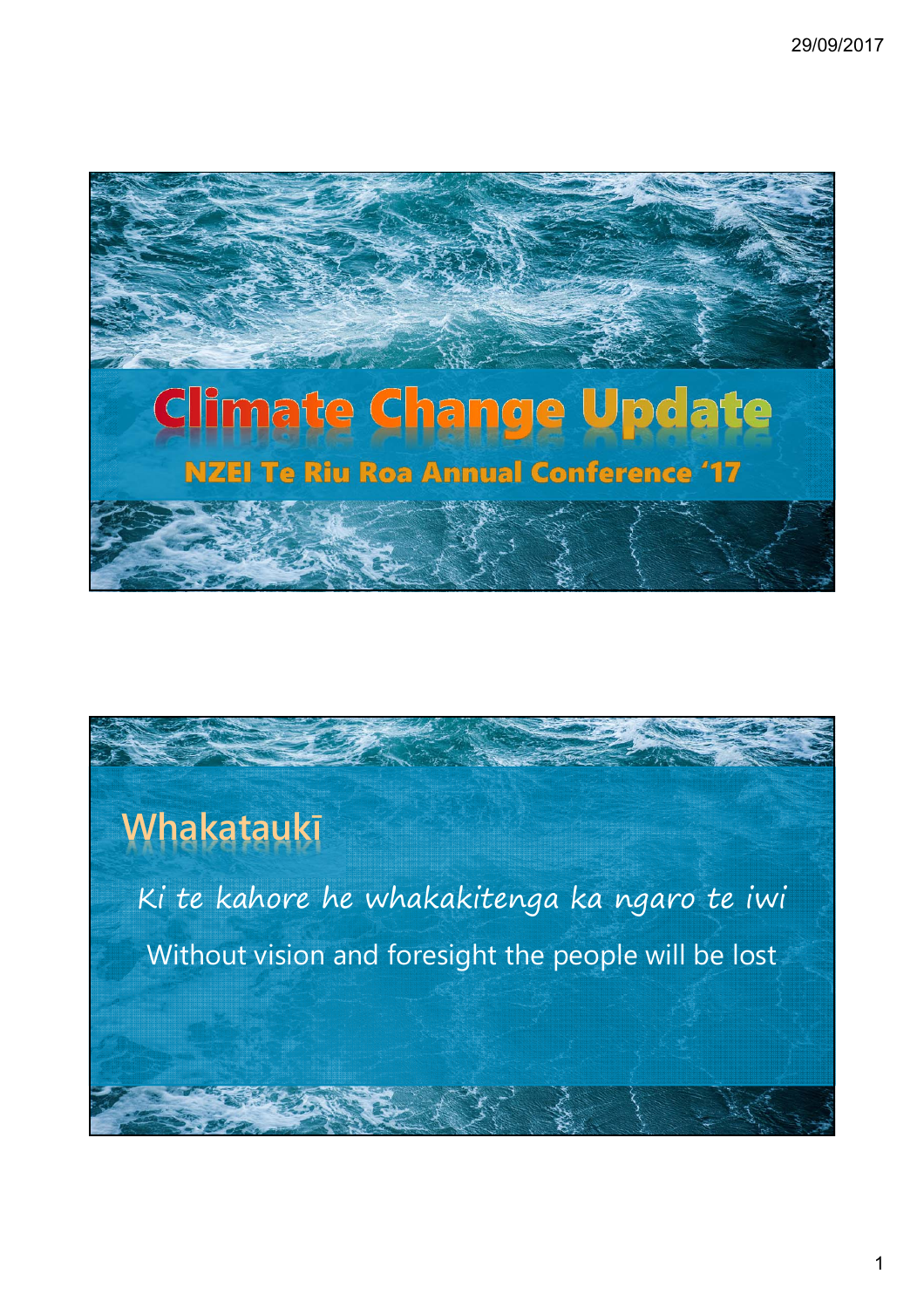# Climate Change Update

## NZEI Te Riu Roa Annual Conference '17

## Whakataukī

*Ki te kahore he whakakitenga ka ngaro te iwi*

Without vision and foresight the people will be lost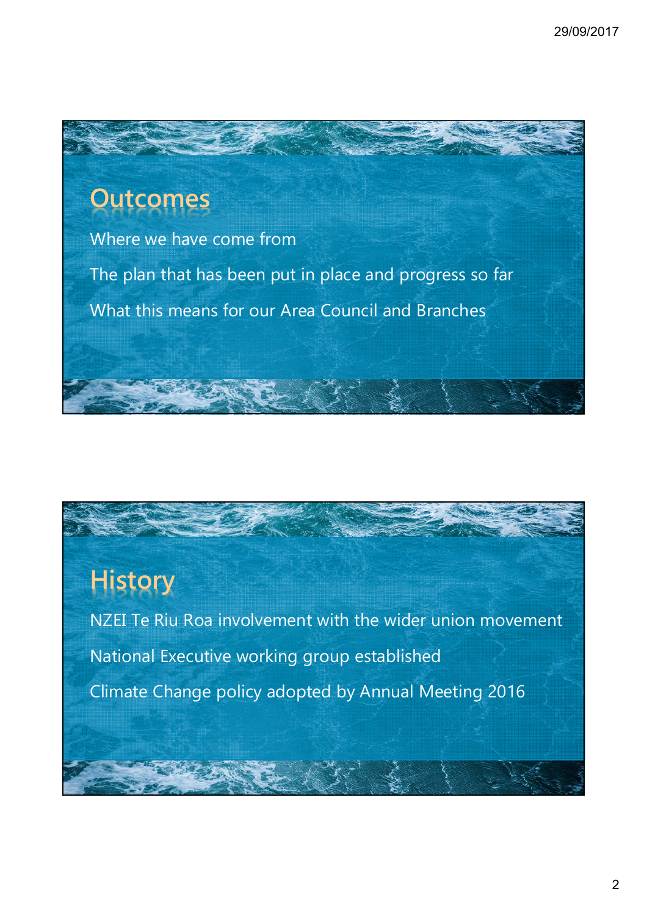## Outcomes

Where we have come from

The plan that has been put in place and progress so far

What this means for our Area Council and Branches

## History

NZEI Te Riu Roa involvement with the wider union movement

National Executive working group established

Climate Change policy adopted by Annual Meeting 2016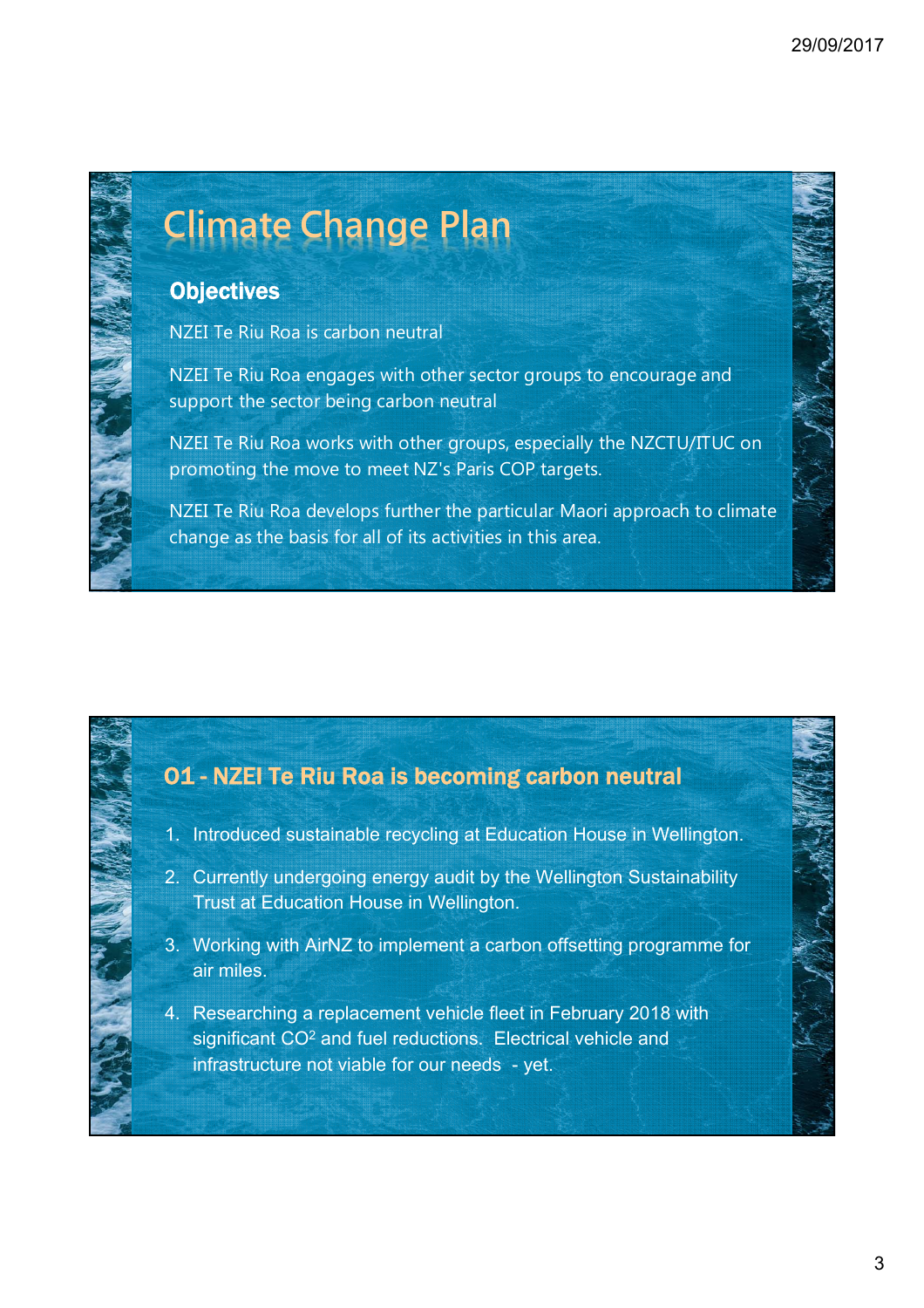# Climate Change Plan

## Objectives

NZEI Te Riu Roa is carbon neutral

NZEI Te Riu Roa engages with other sector groups to encourage and support the sector being carbon neutral

NZEI Te Riu Roa works with other groups, especially the NZCTU/ITUC on promoting the move to meet NZ's Paris COP targets.

NZEI Te Riu Roa develops further the particular Maori approach to climate change as the basis for all of its activities in this area.

## O1 - NZEI Te Riu Roa is becoming carbon neutral

1. Introduced sustainable recycling at Education House in Wellington.
2. Currently undergoing energy audit by the Wellington Sustainability Trust at Education House in Wellington.
3. Working with AirNZ to implement a carbon offsetting programme for air miles.
4. Researching a replacement vehicle fleet in February 2018 with significant $CO^2$ and fuel reductions. Electrical vehicle and infrastructure not viable for our needs - yet.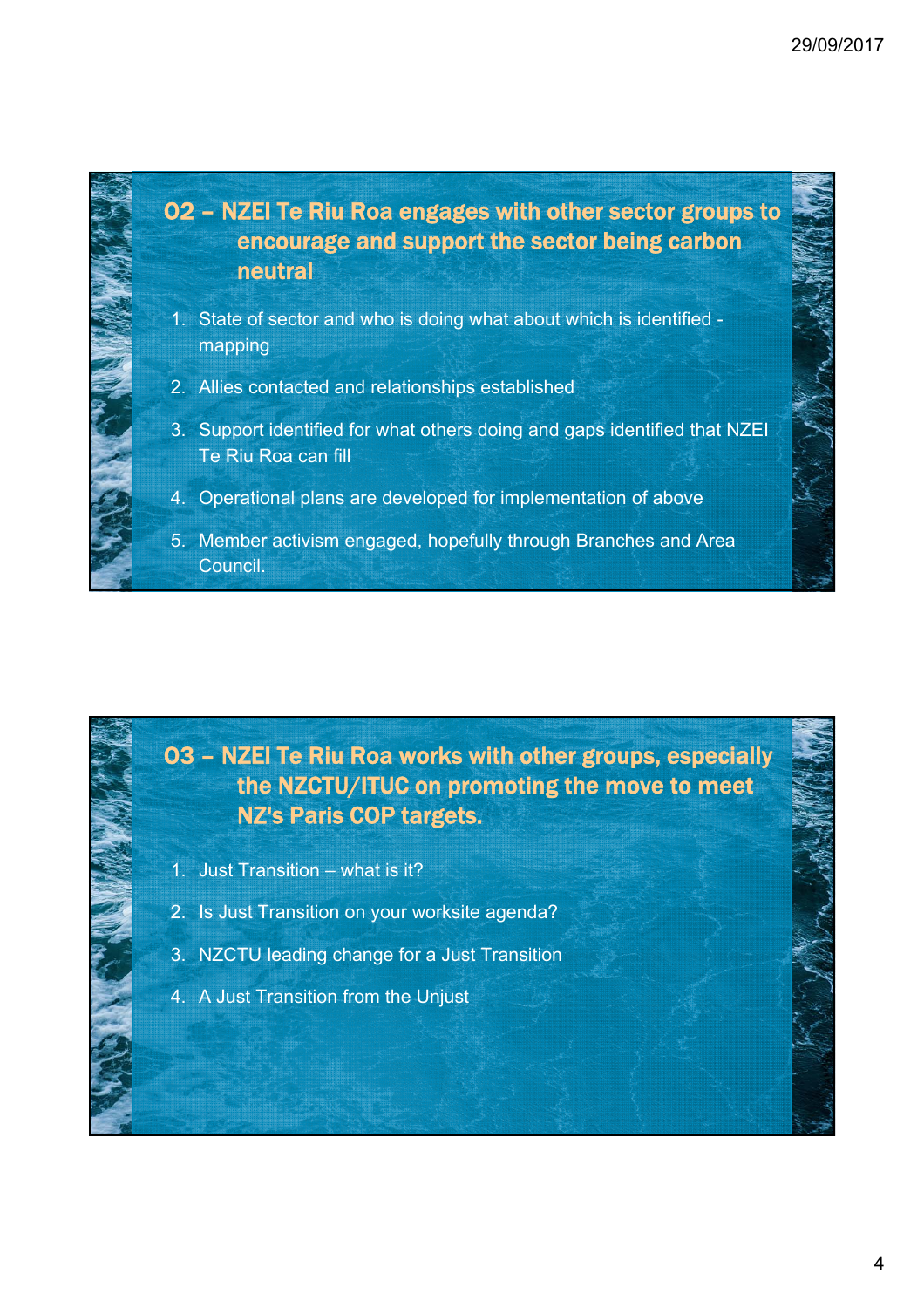## 02 – NZEI Te Riu Roa engages with other sector groups to encourage and support the sector being carbon neutral

1. State of sector and who is doing what about which is identified - mapping
2. Allies contacted and relationships established
3. Support identified for what others doing and gaps identified that NZEI Te Riu Roa can fill
4. Operational plans are developed for implementation of above
5. Member activism engaged, hopefully through Branches and Area Council.

## 03 – NZEI Te Riu Roa works with other groups, especially the NZCTU/ITUC on promoting the move to meet NZ's Paris COP targets.

1. Just Transition – what is it?
2. Is Just Transition on your worksite agenda?
3. NZCTU leading change for a Just Transition
4. A Just Transition from the Unjust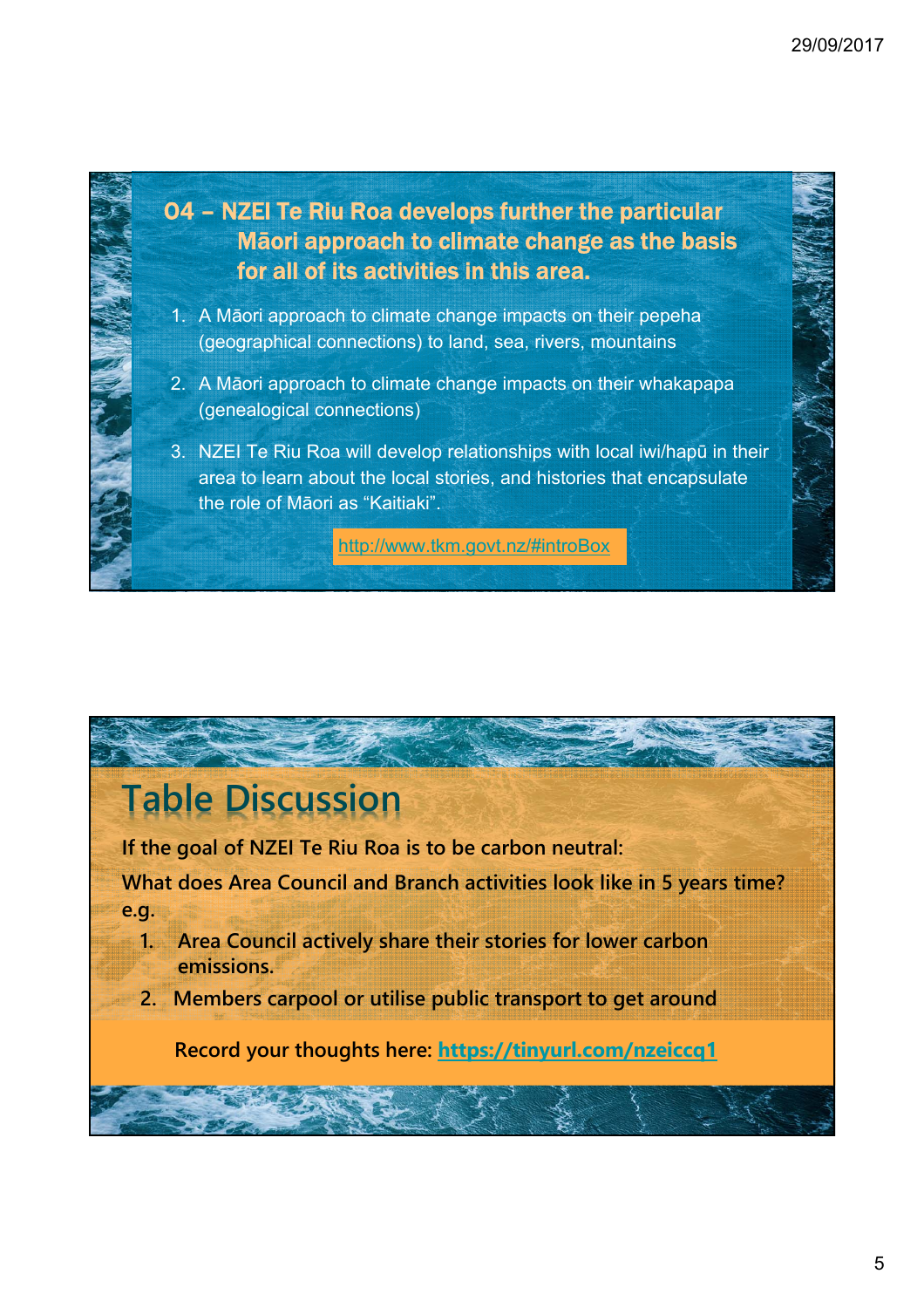## 04 – NZEI Te Riu Roa develops further the particular Māori approach to climate change as the basis for all of its activities in this area.

1. A Māori approach to climate change impacts on their pepeha (geographical connections) to land, sea, rivers, mountains
2. A Māori approach to climate change impacts on their whakapapa (genealogical connections)
3. NZEI Te Riu Roa will develop relationships with local iwi/hapū in their area to learn about the local stories, and histories that encapsulate the role of Māori as "Kaitiaki".

http://www.tkm.govt.nz/#introBox

## Table Discussion

**If the goal of NZEI Te Riu Roa is to be carbon neutral:**

**What does Area Council and Branch activities look like in 5 years time? e.g.**

1. **Area Council actively share their stories for lower carbon emissions.**
2. **Members carpool or utilise public transport to get around**

**Record your thoughts here: https://tinyurl.com/nzeiccq1**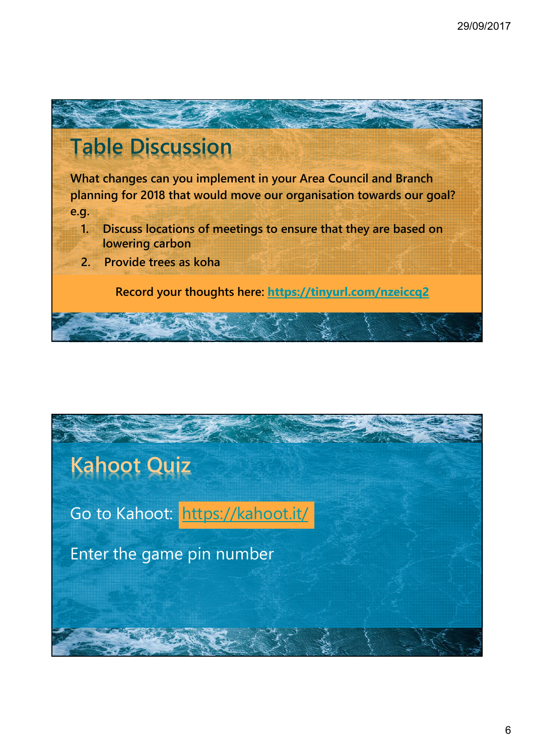## Table Discussion

**What changes can you implement in your Area Council and Branch planning for 2018 that would move our organisation towards our goal? e.g.**

1. **Discuss locations of meetings to ensure that they are based on lowering carbon**
2. **Provide trees as koha**

**Record your thoughts here: https://tinyurl.com/nzeiccq2**

## Kahoot Quiz

Go to Kahoot: https://kahoot.it/

Enter the game pin number